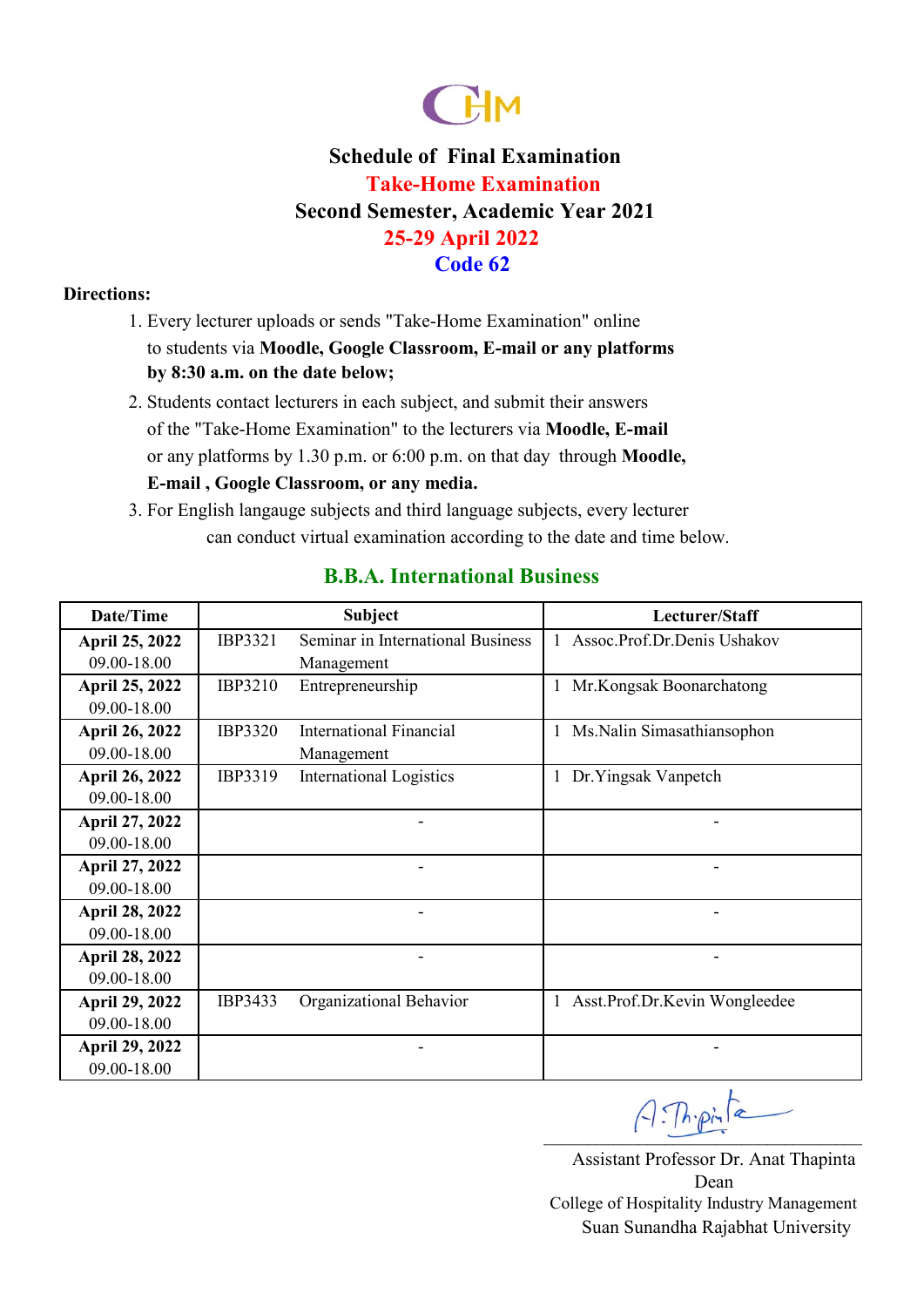# Schedule of Final Examination

## Take-Home Examination

## Second Semester, Academic Year 2021

## 25-29 April 2022

## Code 62

**Directions:**

1. Every lecturer uploads or sends "Take-Home Examination" online to students via **Moodle, Google Classroom, E-mail or any platforms by 8:30 a.m. on the date below;**
2. Students contact lecturers in each subject, and submit their answers of the "Take-Home Examination" to the lecturers via **Moodle, E-mail** or any platforms by 1.30 p.m. or 6:00 p.m. on that day through **Moodle, E-mail , Google Classroom, or any media.**
3. For English langauge subjects and third language subjects, every lecturer can conduct virtual examination according to the date and time below.

### B.B.A. International Business

| Date/Time | Subject | | Lecturer/Staff |
|---|---|---|---|
| **April 25, 2022** 09.00-18.00 | IBP3321 | Seminar in International Business Management | 1 Assoc.Prof.Dr.Denis Ushakov |
| **April 25, 2022** 09.00-18.00 | IBP3210 | Entrepreneurship | 1 Mr.Kongsak Boonarchatong |
| **April 26, 2022** 09.00-18.00 | IBP3320 | International Financial Management | 1 Ms.Nalin Simasathiansophon |
| **April 26, 2022** 09.00-18.00 | IBP3319 | International Logistics | 1 Dr.Yingsak Vanpetch |
| **April 27, 2022** 09.00-18.00 | | - | - |
| **April 27, 2022** 09.00-18.00 | | - | - |
| **April 28, 2022** 09.00-18.00 | | - | - |
| **April 28, 2022** 09.00-18.00 | | - | - |
| **April 29, 2022** 09.00-18.00 | IBP3433 | Organizational Behavior | 1 Asst.Prof.Dr.Kevin Wongleedee |
| **April 29, 2022** 09.00-18.00 | | - | - |

Assistant Professor Dr. Anat Thapinta
Dean
College of Hospitality Industry Management
Suan Sunandha Rajabhat University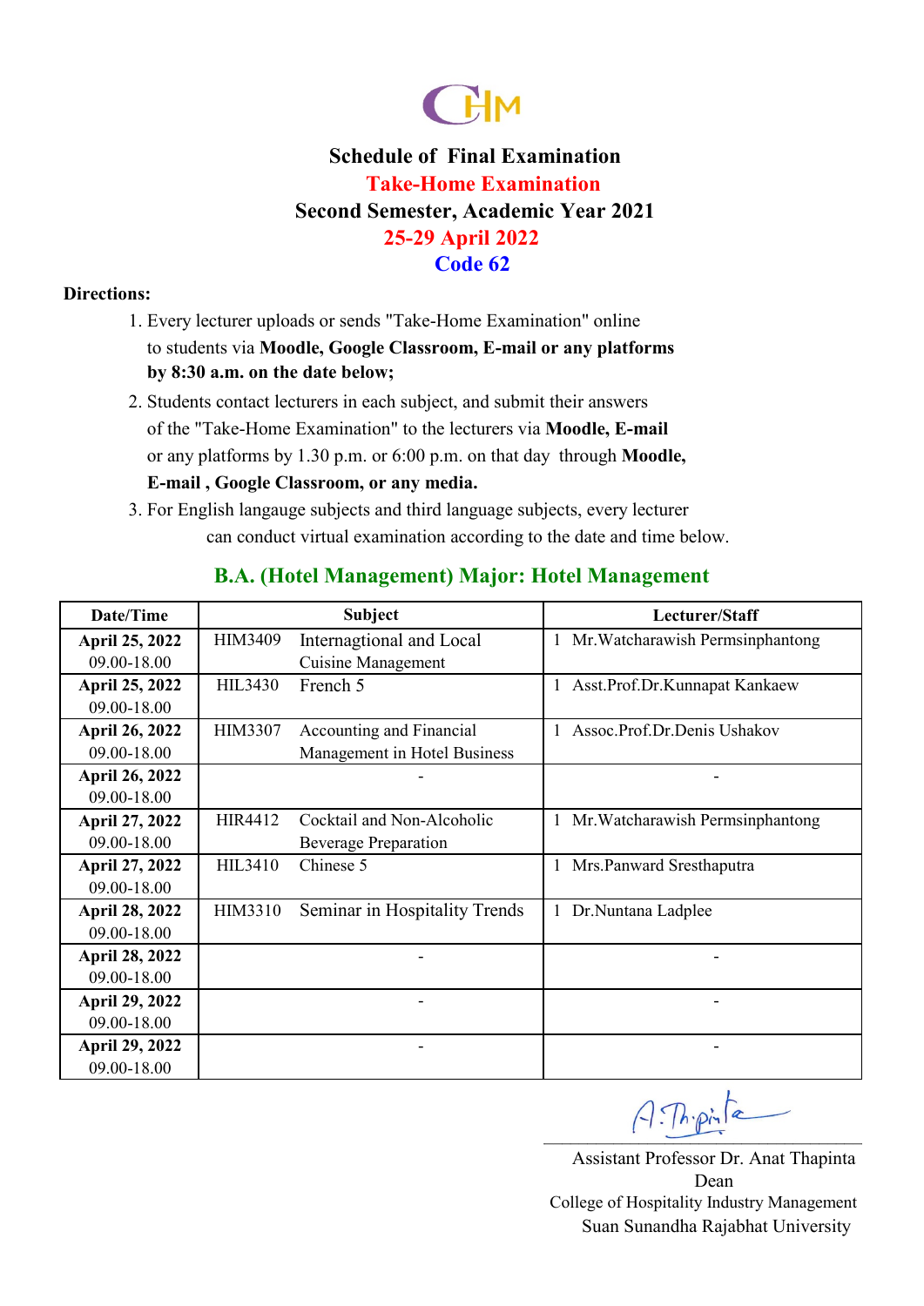CHM

# Schedule of Final Examination

## Take-Home Examination

## Second Semester, Academic Year 2021

## 25-29 April 2022

## Code 62

**Directions:**

1. Every lecturer uploads or sends "Take-Home Examination" online to students via **Moodle, Google Classroom, E-mail or any platforms by 8:30 a.m. on the date below;**
2. Students contact lecturers in each subject, and submit their answers of the "Take-Home Examination" to the lecturers via **Moodle, E-mail** or any platforms by 1.30 p.m. or 6:00 p.m. on that day through **Moodle, E-mail , Google Classroom, or any media.**
3. For English langauge subjects and third language subjects, every lecturer can conduct virtual examination according to the date and time below.

## B.A. (Hotel Management) Major: Hotel Management

| Date/Time | Subject | | Lecturer/Staff |
|---|---|---|---|
| **April 25, 2022** 09.00-18.00 | HIM3409 | Internagtional and Local Cuisine Management | 1 Mr.Watcharawish Permsinphantong |
| **April 25, 2022** 09.00-18.00 | HIL3430 | French 5 | 1 Asst.Prof.Dr.Kunnapat Kankaew |
| **April 26, 2022** 09.00-18.00 | HIM3307 | Accounting and Financial Management in Hotel Business | 1 Assoc.Prof.Dr.Denis Ushakov |
| **April 26, 2022** 09.00-18.00 | | - | - |
| **April 27, 2022** 09.00-18.00 | HIR4412 | Cocktail and Non-Alcoholic Beverage Preparation | 1 Mr.Watcharawish Permsinphantong |
| **April 27, 2022** 09.00-18.00 | HIL3410 | Chinese 5 | 1 Mrs.Panward Sresthaputra |
| **April 28, 2022** 09.00-18.00 | HIM3310 | Seminar in Hospitality Trends | 1 Dr.Nuntana Ladplee |
| **April 28, 2022** 09.00-18.00 | | - | - |
| **April 29, 2022** 09.00-18.00 | | - | - |
| **April 29, 2022** 09.00-18.00 | | - | - |

Assistant Professor Dr. Anat Thapinta
Dean
College of Hospitality Industry Management
Suan Sunandha Rajabhat University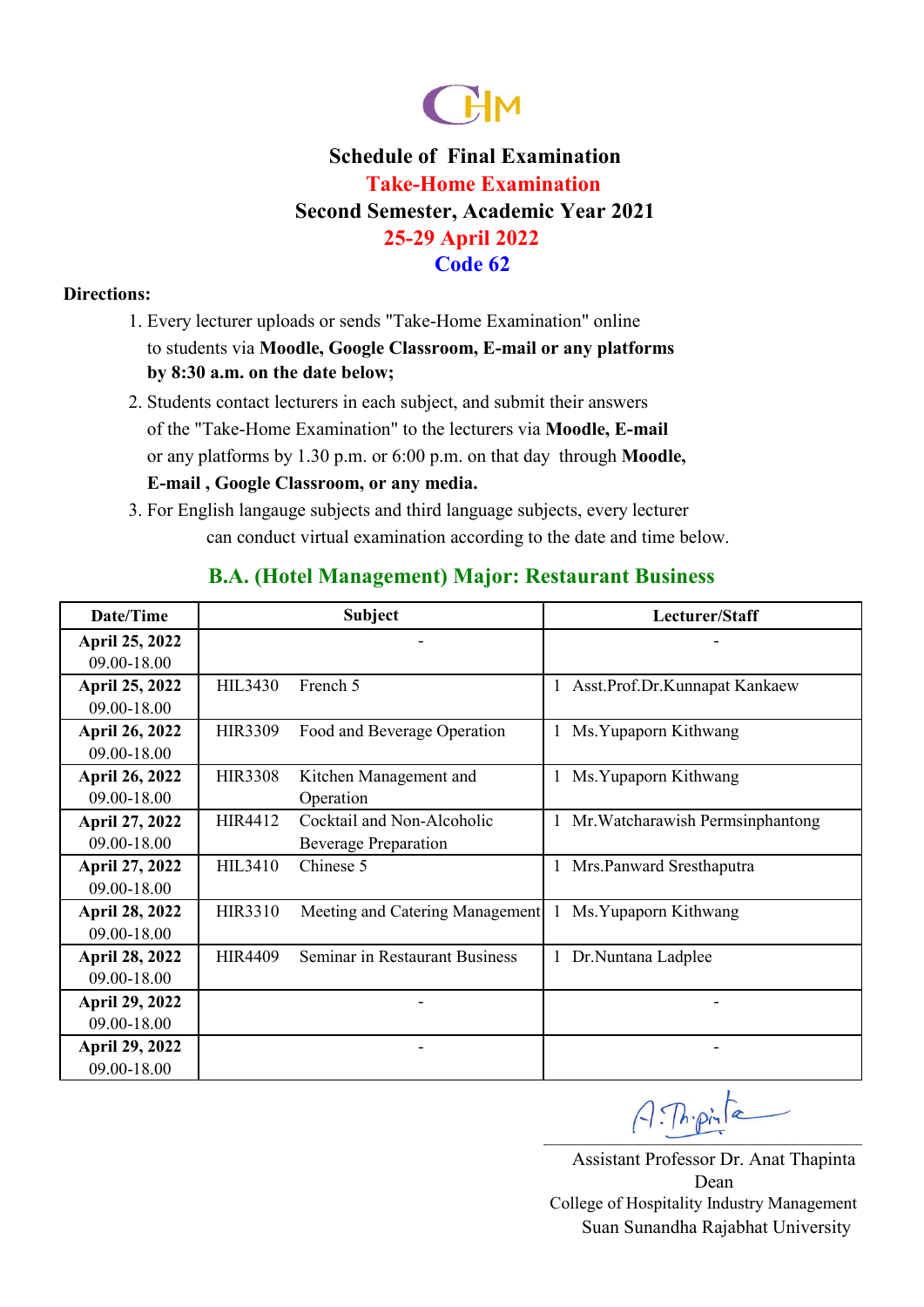# Schedule of Final Examination

## Take-Home Examination

## Second Semester, Academic Year 2021

## 25-29 April 2022

## Code 62

**Directions:**

1. Every lecturer uploads or sends "Take-Home Examination" online to students via **Moodle, Google Classroom, E-mail or any platforms by 8:30 a.m. on the date below;**
2. Students contact lecturers in each subject, and submit their answers of the "Take-Home Examination" to the lecturers via **Moodle, E-mail** or any platforms by 1.30 p.m. or 6:00 p.m. on that day through **Moodle, E-mail , Google Classroom, or any media.**
3. For English langauge subjects and third language subjects, every lecturer can conduct virtual examination according to the date and time below.

### B.A. (Hotel Management) Major: Restaurant Business

| Date/Time | Subject | | Lecturer/Staff |
|---|---|---|---|
| **April 25, 2022** 09.00-18.00 | | - | - |
| **April 25, 2022** 09.00-18.00 | HIL3430 | French 5 | 1 Asst.Prof.Dr.Kunnapat Kankaew |
| **April 26, 2022** 09.00-18.00 | HIR3309 | Food and Beverage Operation | 1 Ms.Yupaporn Kithwang |
| **April 26, 2022** 09.00-18.00 | HIR3308 | Kitchen Management and Operation | 1 Ms.Yupaporn Kithwang |
| **April 27, 2022** 09.00-18.00 | HIR4412 | Cocktail and Non-Alcoholic Beverage Preparation | 1 Mr.Watcharawish Permsinphantong |
| **April 27, 2022** 09.00-18.00 | HIL3410 | Chinese 5 | 1 Mrs.Panward Sresthaputra |
| **April 28, 2022** 09.00-18.00 | HIR3310 | Meeting and Catering Management | 1 Ms.Yupaporn Kithwang |
| **April 28, 2022** 09.00-18.00 | HIR4409 | Seminar in Restaurant Business | 1 Dr.Nuntana Ladplee |
| **April 29, 2022** 09.00-18.00 | | - | - |
| **April 29, 2022** 09.00-18.00 | | - | - |

Assistant Professor Dr. Anat Thapinta
Dean
College of Hospitality Industry Management
Suan Sunandha Rajabhat University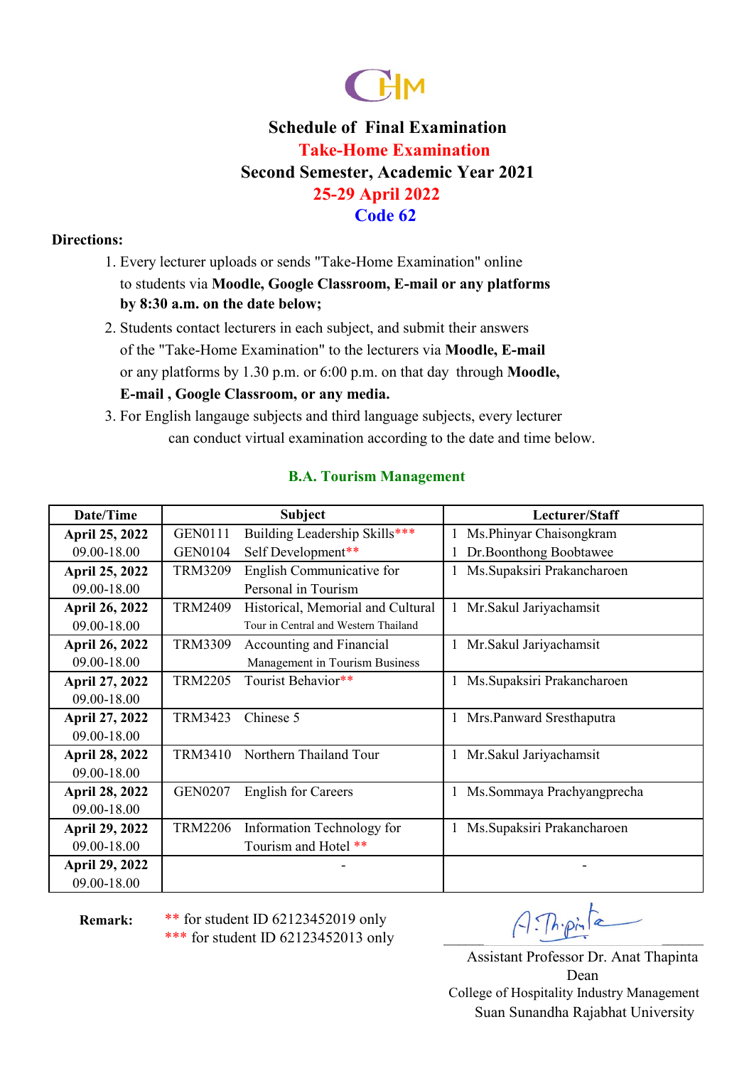CHM

# Schedule of Final Examination

## Take-Home Examination

## Second Semester, Academic Year 2021

## 25-29 April 2022

## Code 62

**Directions:**

1. Every lecturer uploads or sends "Take-Home Examination" online to students via **Moodle, Google Classroom, E-mail or any platforms by 8:30 a.m. on the date below;**
2. Students contact lecturers in each subject, and submit their answers of the "Take-Home Examination" to the lecturers via **Moodle, E-mail** or any platforms by 1.30 p.m. or 6:00 p.m. on that day through **Moodle, E-mail , Google Classroom, or any media.**
3. For English langauge subjects and third language subjects, every lecturer can conduct virtual examination according to the date and time below.

### B.A. Tourism Management

| Date/Time | Subject | | Lecturer/Staff | |
|---|---|---|---|---|
| **April 25, 2022** 09.00-18.00 | GEN0111<br>GEN0104 | Building Leadership Skills***<br>Self Development** | 1<br>1 | Ms.Phinyar Chaisongkram<br>Dr.Boonthong Boobtawee |
| **April 25, 2022** 09.00-18.00 | TRM3209 | English Communicative for Personal in Tourism | 1 | Ms.Supaksiri Prakancharoen |
| **April 26, 2022** 09.00-18.00 | TRM2409 | Historical, Memorial and Cultural Tour in Central and Western Thailand | 1 | Mr.Sakul Jariyachamsit |
| **April 26, 2022** 09.00-18.00 | TRM3309 | Accounting and Financial Management in Tourism Business | 1 | Mr.Sakul Jariyachamsit |
| **April 26, 2022** 09.00-18.00 | TRM2205 | Tourist Behavior** | 1 | Ms.Supaksiri Prakancharoen |
| **April 27, 2022** 09.00-18.00 | TRM3423 | Chinese 5 | 1 | Mrs.Panward Sresthaputra |
| **April 28, 2022** 09.00-18.00 | TRM3410 | Northern Thailand Tour | 1 | Mr.Sakul Jariyachamsit |
| **April 28, 2022** 09.00-18.00 | GEN0207 | English for Careers | 1 | Ms.Sommaya Prachyangprecha |
| **April 29, 2022** 09.00-18.00 | TRM2206 | Information Technology for Tourism and Hotel ** | 1 | Ms.Supaksiri Prakancharoen |
| **April 29, 2022** 09.00-18.00 | | - | | - |

**Remark:** ** for student ID 62123452019 only
*** for student ID 62123452013 only

Assistant Professor Dr. Anat Thapinta
Dean
College of Hospitality Industry Management
Suan Sunandha Rajabhat University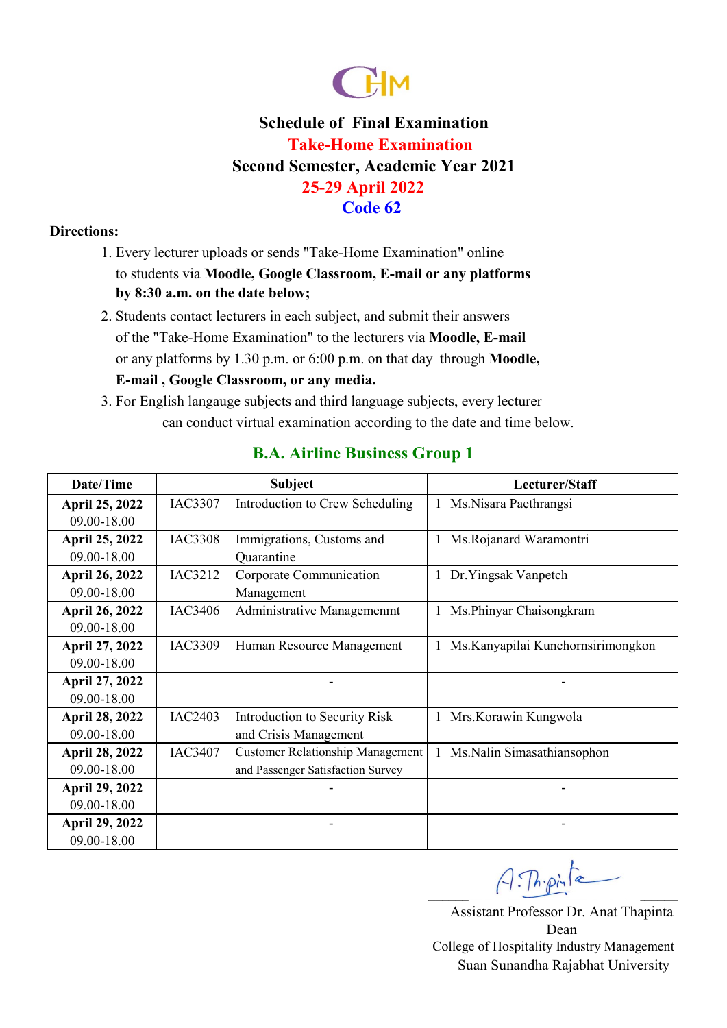CHM

# Schedule of Final Examination

## Take-Home Examination

## Second Semester, Academic Year 2021

## 25-29 April 2022

## Code 62

**Directions:**

1. Every lecturer uploads or sends "Take-Home Examination" online to students via **Moodle, Google Classroom, E-mail or any platforms by 8:30 a.m. on the date below;**
2. Students contact lecturers in each subject, and submit their answers of the "Take-Home Examination" to the lecturers via **Moodle, E-mail** or any platforms by 1.30 p.m. or 6:00 p.m. on that day through **Moodle, E-mail , Google Classroom, or any media.**
3. For English langauge subjects and third language subjects, every lecturer can conduct virtual examination according to the date and time below.

### B.A. Airline Business Group 1

| Date/Time | Subject | | Lecturer/Staff |
|---|---|---|---|
| **April 25, 2022** 09.00-18.00 | IAC3307 | Introduction to Crew Scheduling | 1 Ms.Nisara Paethrangsi |
| **April 25, 2022** 09.00-18.00 | IAC3308 | Immigrations, Customs and Quarantine | 1 Ms.Rojanard Waramontri |
| **April 26, 2022** 09.00-18.00 | IAC3212 | Corporate Communication Management | 1 Dr.Yingsak Vanpetch |
| **April 26, 2022** 09.00-18.00 | IAC3406 | Administrative Managemenmt | 1 Ms.Phinyar Chaisongkram |
| **April 27, 2022** 09.00-18.00 | IAC3309 | Human Resource Management | 1 Ms.Kanyapilai Kunchornsirimongkon |
| **April 27, 2022** 09.00-18.00 | | - | - |
| **April 28, 2022** 09.00-18.00 | IAC2403 | Introduction to Security Risk and Crisis Management | 1 Mrs.Korawin Kungwola |
| **April 28, 2022** 09.00-18.00 | IAC3407 | Customer Relationship Management and Passenger Satisfaction Survey | 1 Ms.Nalin Simasathiansophon |
| **April 29, 2022** 09.00-18.00 | | - | - |
| **April 29, 2022** 09.00-18.00 | | - | - |

A. Thapinta

Assistant Professor Dr. Anat Thapinta
Dean
College of Hospitality Industry Management
Suan Sunandha Rajabhat University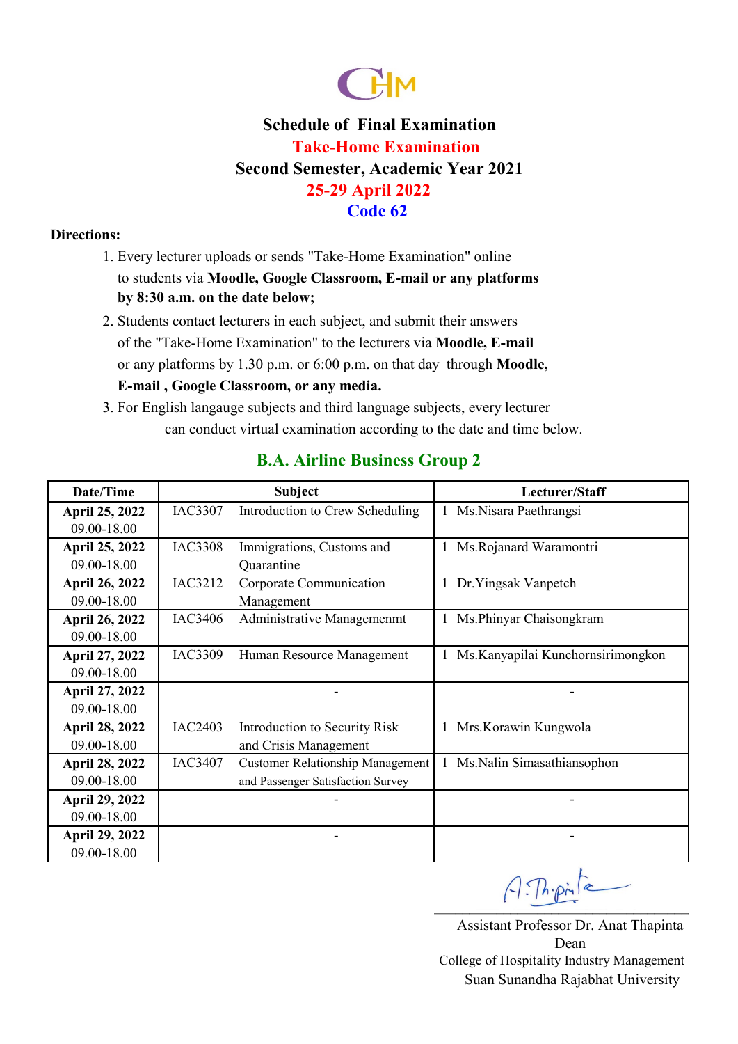CHM

# Schedule of Final Examination

## Take-Home Examination

## Second Semester, Academic Year 2021

## 25-29 April 2022

## Code 62

**Directions:**

1. Every lecturer uploads or sends "Take-Home Examination" online to students via **Moodle, Google Classroom, E-mail or any platforms by 8:30 a.m. on the date below;**
2. Students contact lecturers in each subject, and submit their answers of the "Take-Home Examination" to the lecturers via **Moodle, E-mail** or any platforms by 1.30 p.m. or 6:00 p.m. on that day through **Moodle, E-mail , Google Classroom, or any media.**
3. For English langauge subjects and third language subjects, every lecturer can conduct virtual examination according to the date and time below.

## B.A. Airline Business Group 2

| Date/Time | Subject | | Lecturer/Staff |
|---|---|---|---|
| **April 25, 2022** 09.00-18.00 | IAC3307 | Introduction to Crew Scheduling | 1 Ms.Nisara Paethrangsi |
| **April 25, 2022** 09.00-18.00 | IAC3308 | Immigrations, Customs and Quarantine | 1 Ms.Rojanard Waramontri |
| **April 26, 2022** 09.00-18.00 | IAC3212 | Corporate Communication Management | 1 Dr.Yingsak Vanpetch |
| **April 26, 2022** 09.00-18.00 | IAC3406 | Administrative Managemenmt | 1 Ms.Phinyar Chaisongkram |
| **April 27, 2022** 09.00-18.00 | IAC3309 | Human Resource Management | 1 Ms.Kanyapilai Kunchornsirimongkon |
| **April 27, 2022** 09.00-18.00 | | - | - |
| **April 28, 2022** 09.00-18.00 | IAC2403 | Introduction to Security Risk and Crisis Management | 1 Mrs.Korawin Kungwola |
| **April 28, 2022** 09.00-18.00 | IAC3407 | Customer Relationship Management and Passenger Satisfaction Survey | 1 Ms.Nalin Simasathiansophon |
| **April 29, 2022** 09.00-18.00 | | - | - |
| **April 29, 2022** 09.00-18.00 | | - | - |

Assistant Professor Dr. Anat Thapinta
Dean
College of Hospitality Industry Management
Suan Sunandha Rajabhat University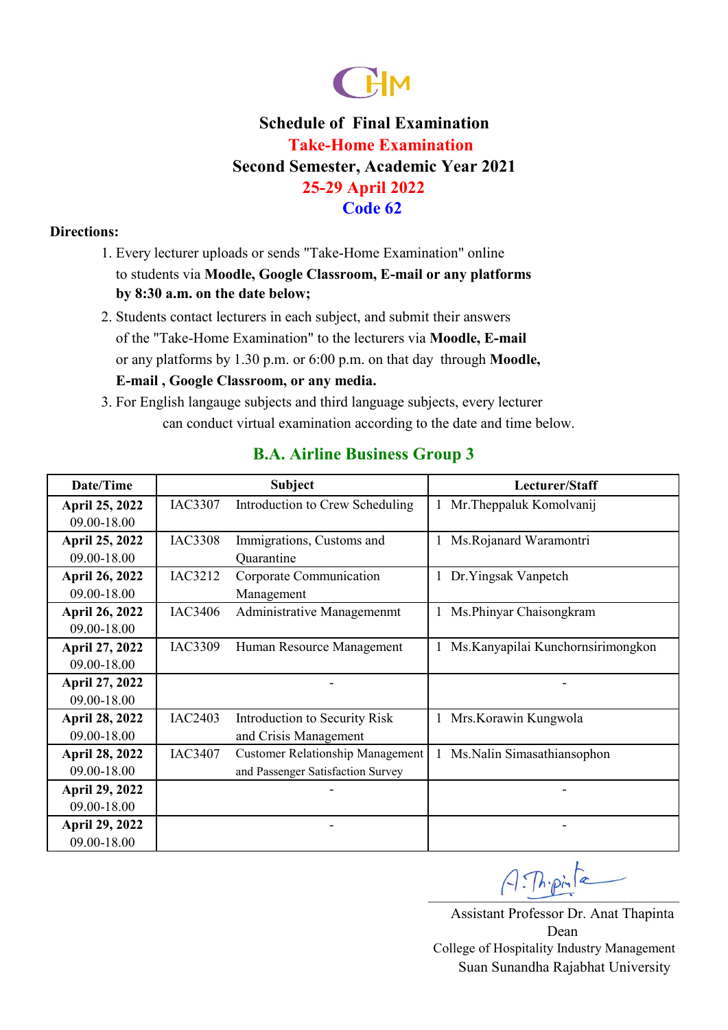# Schedule of Final Examination

## Take-Home Examination

## Second Semester, Academic Year 2021

## 25-29 April 2022

## Code 62

**Directions:**

1. Every lecturer uploads or sends "Take-Home Examination" online to students via **Moodle, Google Classroom, E-mail or any platforms by 8:30 a.m. on the date below;**
2. Students contact lecturers in each subject, and submit their answers of the "Take-Home Examination" to the lecturers via **Moodle, E-mail** or any platforms by 1.30 p.m. or 6:00 p.m. on that day through **Moodle, E-mail , Google Classroom, or any media.**
3. For English langauge subjects and third language subjects, every lecturer can conduct virtual examination according to the date and time below.

### B.A. Airline Business Group 3

| Date/Time | Subject | | Lecturer/Staff |
|---|---|---|---|
| **April 25, 2022** 09.00-18.00 | IAC3307 | Introduction to Crew Scheduling | 1 Mr.Theppaluk Komolvanij |
| **April 25, 2022** 09.00-18.00 | IAC3308 | Immigrations, Customs and Quarantine | 1 Ms.Rojanard Waramontri |
| **April 26, 2022** 09.00-18.00 | IAC3212 | Corporate Communication Management | 1 Dr.Yingsak Vanpetch |
| **April 26, 2022** 09.00-18.00 | IAC3406 | Administrative Managemenmt | 1 Ms.Phinyar Chaisongkram |
| **April 27, 2022** 09.00-18.00 | IAC3309 | Human Resource Management | 1 Ms.Kanyapilai Kunchornsirimongkon |
| **April 27, 2022** 09.00-18.00 | | - | - |
| **April 28, 2022** 09.00-18.00 | IAC2403 | Introduction to Security Risk and Crisis Management | 1 Mrs.Korawin Kungwola |
| **April 28, 2022** 09.00-18.00 | IAC3407 | Customer Relationship Management and Passenger Satisfaction Survey | 1 Ms.Nalin Simasathiansophon |
| **April 29, 2022** 09.00-18.00 | | - | - |
| **April 29, 2022** 09.00-18.00 | | - | - |

A.Thapinta

Assistant Professor Dr. Anat Thapinta
Dean
College of Hospitality Industry Management
Suan Sunandha Rajabhat University